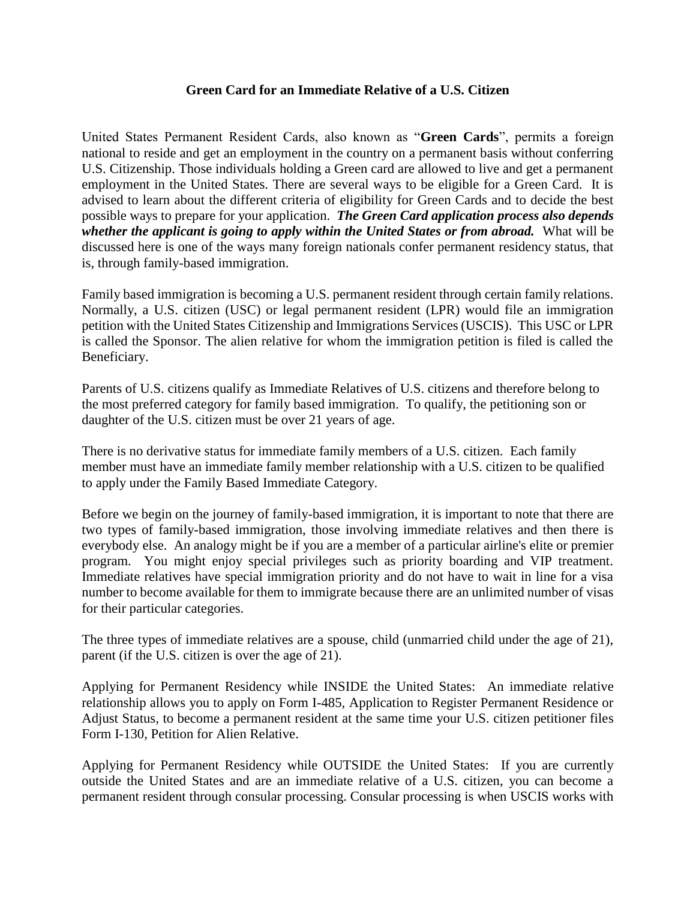# Green Card for an Immediate Relative of a U.S. Citizen

United States Permanent Resident Cards, also known as "**Green Cards**", permits a foreign national to reside and get an employment in the country on a permanent basis without conferring U.S. Citizenship. Those individuals holding a Green card are allowed to live and get a permanent employment in the United States. There are several ways to be eligible for a Green Card. It is advised to learn about the different criteria of eligibility for Green Cards and to decide the best possible ways to prepare for your application. ***The Green Card application process also depends whether the applicant is going to apply within the United States or from abroad.*** What will be discussed here is one of the ways many foreign nationals confer permanent residency status, that is, through family-based immigration.

Family based immigration is becoming a U.S. permanent resident through certain family relations. Normally, a U.S. citizen (USC) or legal permanent resident (LPR) would file an immigration petition with the United States Citizenship and Immigrations Services (USCIS). This USC or LPR is called the Sponsor. The alien relative for whom the immigration petition is filed is called the Beneficiary.

Parents of U.S. citizens qualify as Immediate Relatives of U.S. citizens and therefore belong to the most preferred category for family based immigration. To qualify, the petitioning son or daughter of the U.S. citizen must be over 21 years of age.

There is no derivative status for immediate family members of a U.S. citizen. Each family member must have an immediate family member relationship with a U.S. citizen to be qualified to apply under the Family Based Immediate Category.

Before we begin on the journey of family-based immigration, it is important to note that there are two types of family-based immigration, those involving immediate relatives and then there is everybody else. An analogy might be if you are a member of a particular airline's elite or premier program. You might enjoy special privileges such as priority boarding and VIP treatment. Immediate relatives have special immigration priority and do not have to wait in line for a visa number to become available for them to immigrate because there are an unlimited number of visas for their particular categories.

The three types of immediate relatives are a spouse, child (unmarried child under the age of 21), parent (if the U.S. citizen is over the age of 21).

Applying for Permanent Residency while INSIDE the United States: An immediate relative relationship allows you to apply on Form I-485, Application to Register Permanent Residence or Adjust Status, to become a permanent resident at the same time your U.S. citizen petitioner files Form I-130, Petition for Alien Relative.

Applying for Permanent Residency while OUTSIDE the United States: If you are currently outside the United States and are an immediate relative of a U.S. citizen, you can become a permanent resident through consular processing. Consular processing is when USCIS works with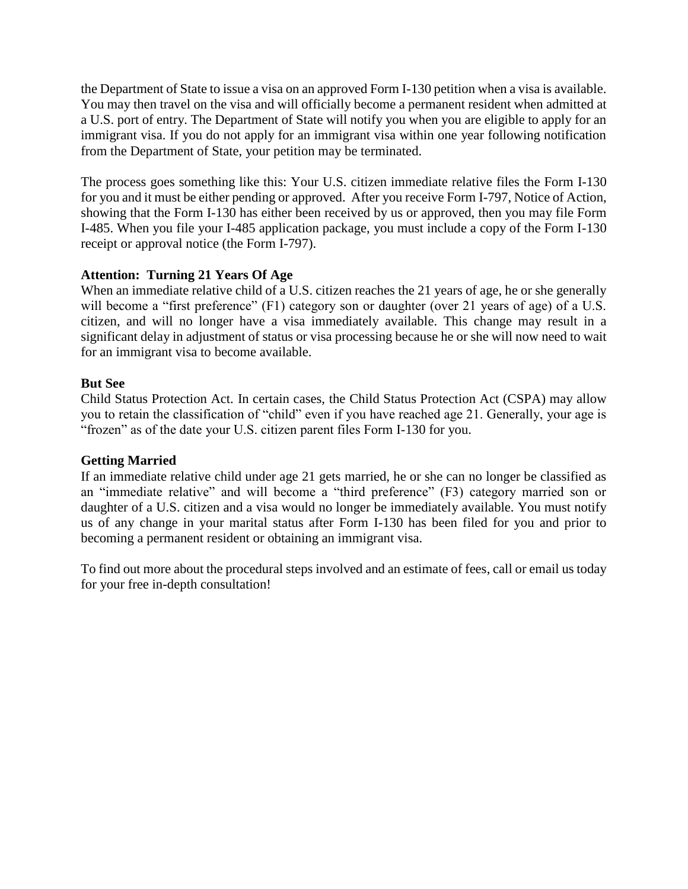the Department of State to issue a visa on an approved Form I-130 petition when a visa is available. You may then travel on the visa and will officially become a permanent resident when admitted at a U.S. port of entry. The Department of State will notify you when you are eligible to apply for an immigrant visa. If you do not apply for an immigrant visa within one year following notification from the Department of State, your petition may be terminated.

The process goes something like this: Your U.S. citizen immediate relative files the Form I-130 for you and it must be either pending or approved. After you receive Form I-797, Notice of Action, showing that the Form I-130 has either been received by us or approved, then you may file Form I-485. When you file your I-485 application package, you must include a copy of the Form I-130 receipt or approval notice (the Form I-797).

**Attention: Turning 21 Years Of Age**

When an immediate relative child of a U.S. citizen reaches the 21 years of age, he or she generally will become a "first preference" (F1) category son or daughter (over 21 years of age) of a U.S. citizen, and will no longer have a visa immediately available. This change may result in a significant delay in adjustment of status or visa processing because he or she will now need to wait for an immigrant visa to become available.

**But See**

Child Status Protection Act. In certain cases, the Child Status Protection Act (CSPA) may allow you to retain the classification of "child" even if you have reached age 21. Generally, your age is "frozen" as of the date your U.S. citizen parent files Form I-130 for you.

**Getting Married**

If an immediate relative child under age 21 gets married, he or she can no longer be classified as an "immediate relative" and will become a "third preference" (F3) category married son or daughter of a U.S. citizen and a visa would no longer be immediately available. You must notify us of any change in your marital status after Form I-130 has been filed for you and prior to becoming a permanent resident or obtaining an immigrant visa.

To find out more about the procedural steps involved and an estimate of fees, call or email us today for your free in-depth consultation!